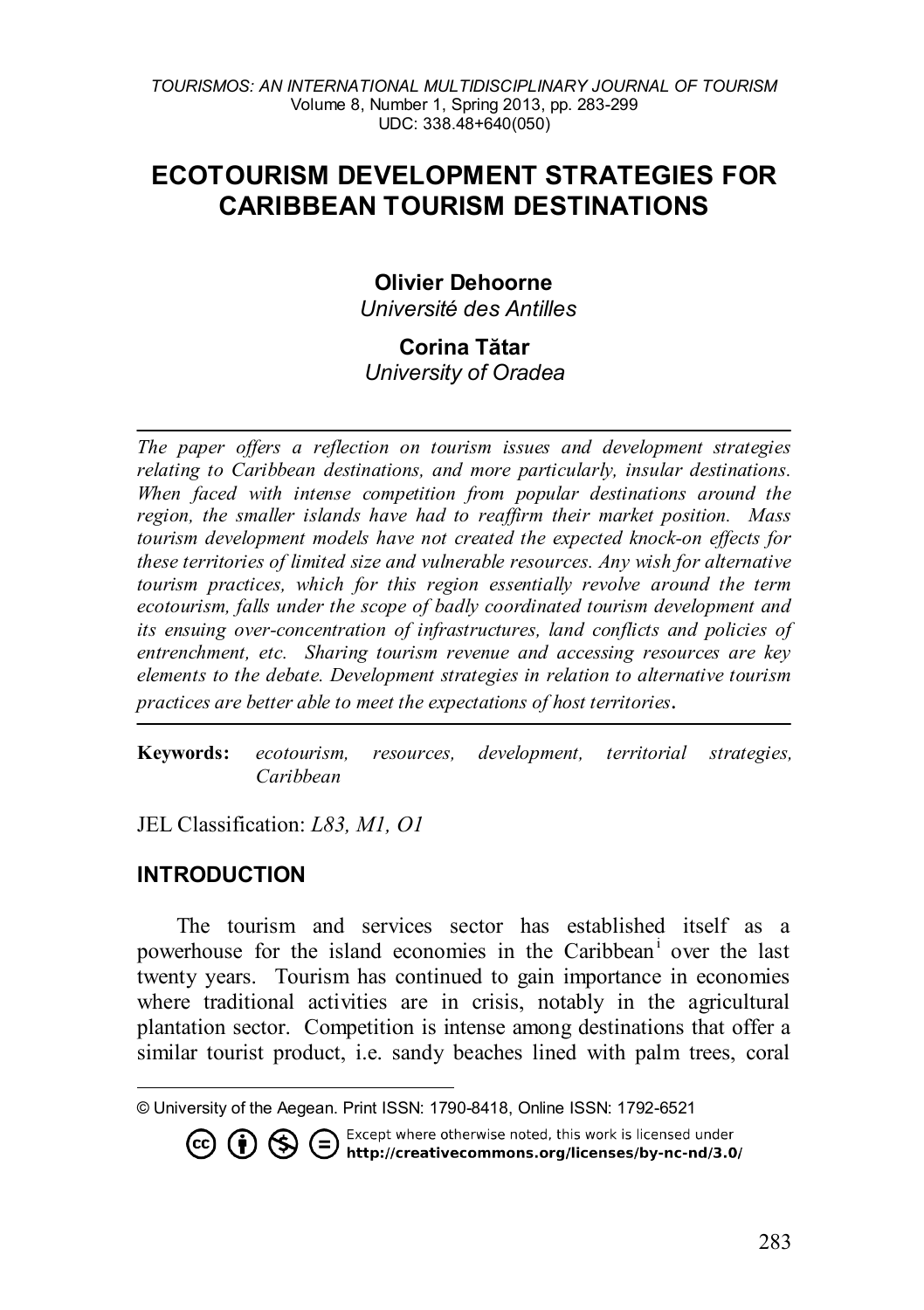# ECOTOURISM DEVELOPMENT STRATEGIES FOR CARIBBEAN TOURISM DESTINATIONS

**Olivier Dehoorne**
*Université des Antilles*

**Corina Tătar**
*University of Oradea*

---

*The paper offers a reflection on tourism issues and development strategies relating to Caribbean destinations, and more particularly, insular destinations. When faced with intense competition from popular destinations around the region, the smaller islands have had to reaffirm their market position. Mass tourism development models have not created the expected knock-on effects for these territories of limited size and vulnerable resources. Any wish for alternative tourism practices, which for this region essentially revolve around the term ecotourism, falls under the scope of badly coordinated tourism development and its ensuing over-concentration of infrastructures, land conflicts and policies of entrenchment, etc. Sharing tourism revenue and accessing resources are key elements to the debate. Development strategies in relation to alternative tourism practices are better able to meet the expectations of host territories.*

---

**Keywords:** *ecotourism, resources, development, territorial strategies, Caribbean*

JEL Classification: *L83, M1, O1*

## INTRODUCTION

The tourism and services sector has established itself as a powerhouse for the island economies in the Caribbean[i] over the last twenty years. Tourism has continued to gain importance in economies where traditional activities are in crisis, notably in the agricultural plantation sector. Competition is intense among destinations that offer a similar tourist product, i.e. sandy beaches lined with palm trees, coral

---

© University of the Aegean. Print ISSN: 1790-8418, Online ISSN: 1792-6521

Except where otherwise noted, this work is licensed under **http://creativecommons.org/licenses/by-nc-nd/3.0/**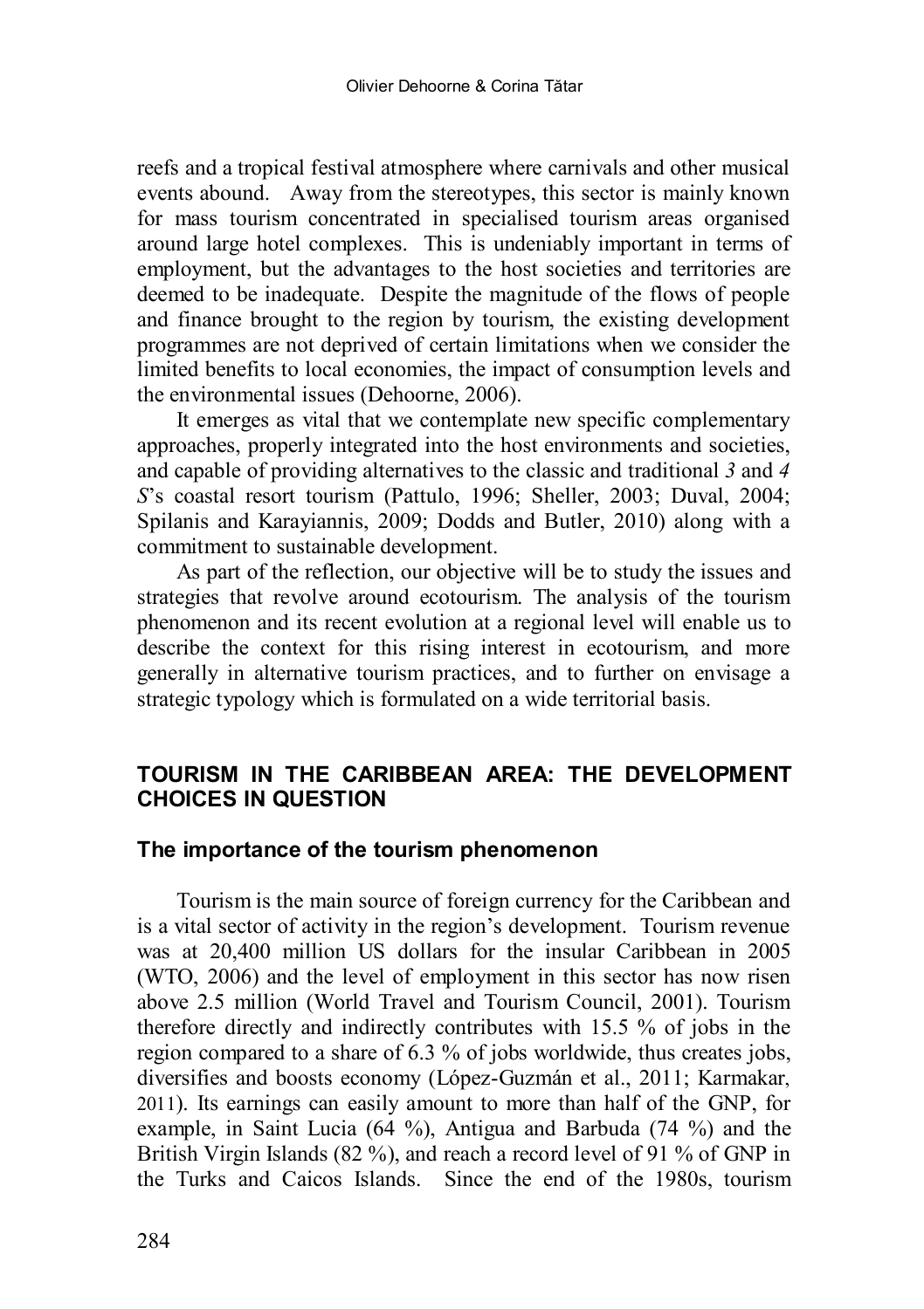reefs and a tropical festival atmosphere where carnivals and other musical events abound. Away from the stereotypes, this sector is mainly known for mass tourism concentrated in specialised tourism areas organised around large hotel complexes. This is undeniably important in terms of employment, but the advantages to the host societies and territories are deemed to be inadequate. Despite the magnitude of the flows of people and finance brought to the region by tourism, the existing development programmes are not deprived of certain limitations when we consider the limited benefits to local economies, the impact of consumption levels and the environmental issues (Dehoorne, 2006).

It emerges as vital that we contemplate new specific complementary approaches, properly integrated into the host environments and societies, and capable of providing alternatives to the classic and traditional *3* and *4 S*'s coastal resort tourism (Pattulo, 1996; Sheller, 2003; Duval, 2004; Spilanis and Karayiannis, 2009; Dodds and Butler, 2010) along with a commitment to sustainable development.

As part of the reflection, our objective will be to study the issues and strategies that revolve around ecotourism. The analysis of the tourism phenomenon and its recent evolution at a regional level will enable us to describe the context for this rising interest in ecotourism, and more generally in alternative tourism practices, and to further on envisage a strategic typology which is formulated on a wide territorial basis.

## TOURISM IN THE CARIBBEAN AREA: THE DEVELOPMENT CHOICES IN QUESTION

### The importance of the tourism phenomenon

Tourism is the main source of foreign currency for the Caribbean and is a vital sector of activity in the region's development. Tourism revenue was at 20,400 million US dollars for the insular Caribbean in 2005 (WTO, 2006) and the level of employment in this sector has now risen above 2.5 million (World Travel and Tourism Council, 2001). Tourism therefore directly and indirectly contributes with 15.5 % of jobs in the region compared to a share of 6.3 % of jobs worldwide, thus creates jobs, diversifies and boosts economy (López-Guzmán et al., 2011; Karmakar, 2011). Its earnings can easily amount to more than half of the GNP, for example, in Saint Lucia (64 %), Antigua and Barbuda (74 %) and the British Virgin Islands (82 %), and reach a record level of 91 % of GNP in the Turks and Caicos Islands. Since the end of the 1980s, tourism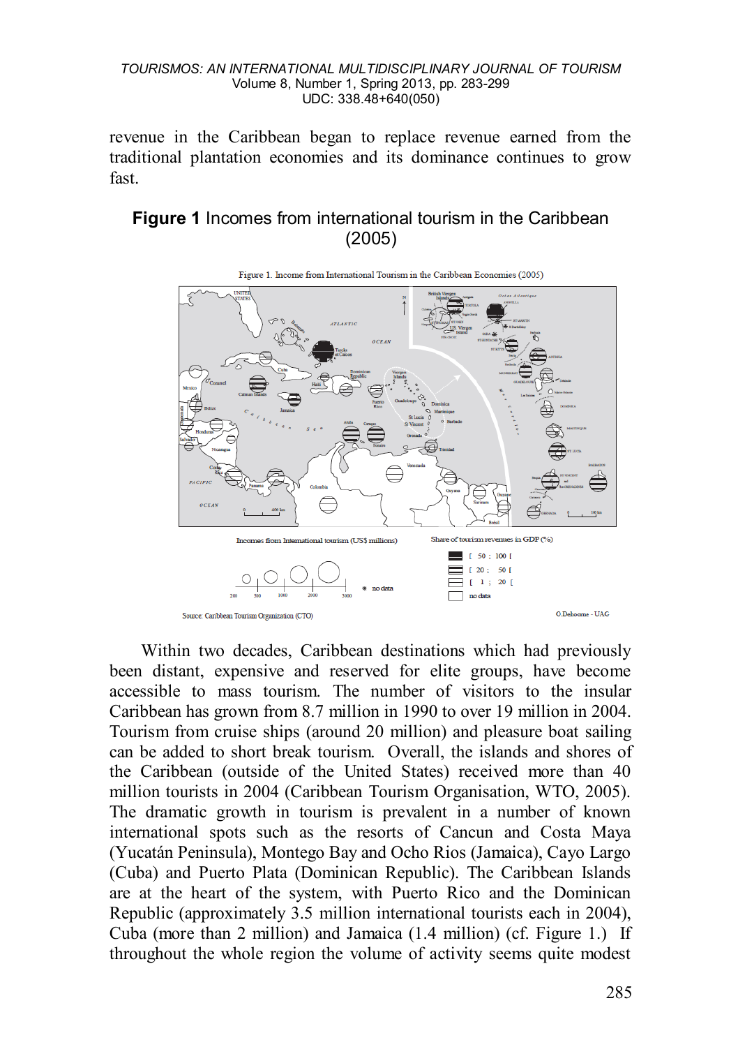revenue in the Caribbean began to replace revenue earned from the traditional plantation economies and its dominance continues to grow fast.

**Figure 1** Incomes from international tourism in the Caribbean (2005)

Within two decades, Caribbean destinations which had previously been distant, expensive and reserved for elite groups, have become accessible to mass tourism. The number of visitors to the insular Caribbean has grown from 8.7 million in 1990 to over 19 million in 2004. Tourism from cruise ships (around 20 million) and pleasure boat sailing can be added to short break tourism. Overall, the islands and shores of the Caribbean (outside of the United States) received more than 40 million tourists in 2004 (Caribbean Tourism Organisation, WTO, 2005). The dramatic growth in tourism is prevalent in a number of known international spots such as the resorts of Cancun and Costa Maya (Yucatán Peninsula), Montego Bay and Ocho Rios (Jamaica), Cayo Largo (Cuba) and Puerto Plata (Dominican Republic). The Caribbean Islands are at the heart of the system, with Puerto Rico and the Dominican Republic (approximately 3.5 million international tourists each in 2004), Cuba (more than 2 million) and Jamaica (1.4 million) (cf. Figure 1.) If throughout the whole region the volume of activity seems quite modest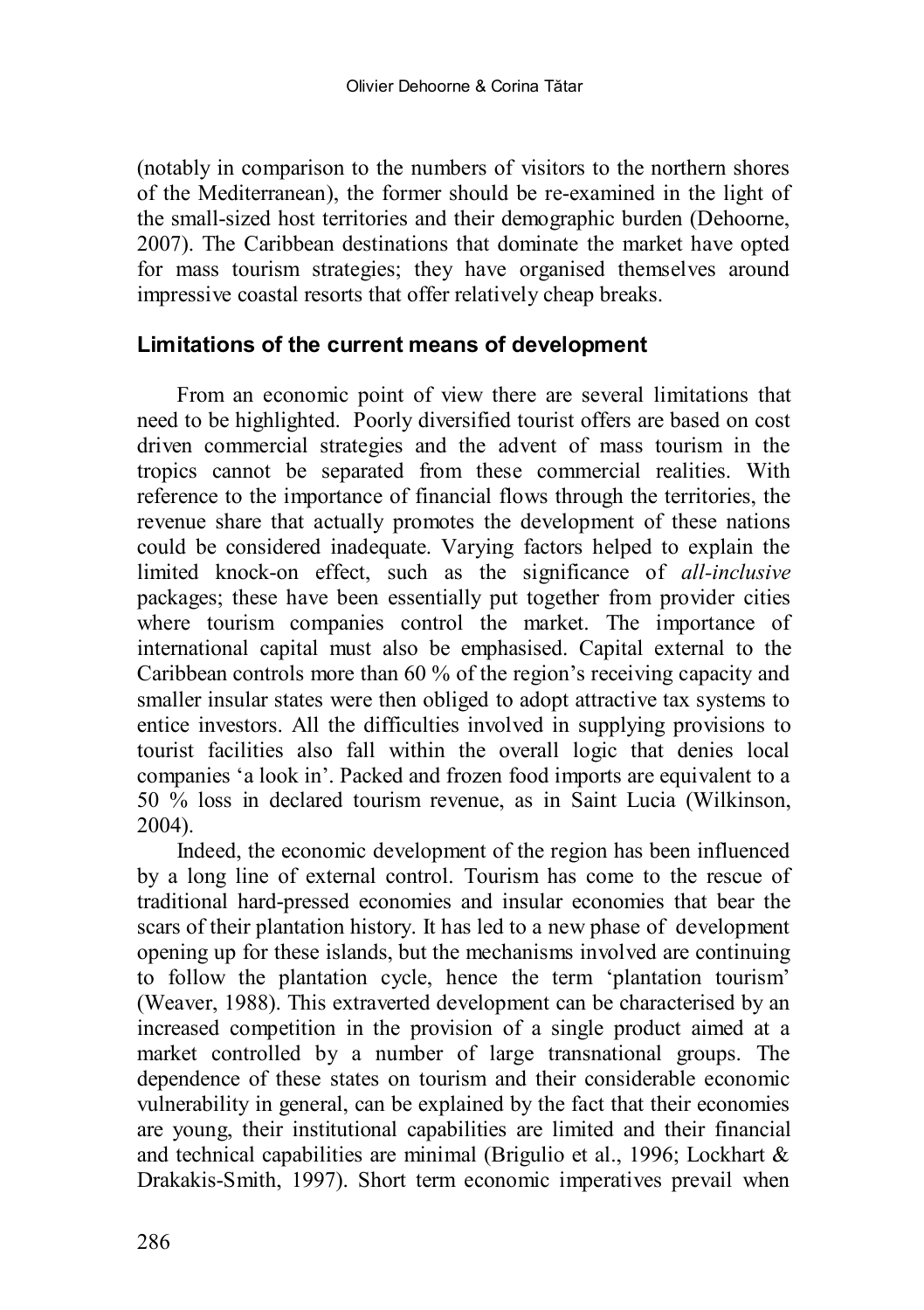(notably in comparison to the numbers of visitors to the northern shores of the Mediterranean), the former should be re-examined in the light of the small-sized host territories and their demographic burden (Dehoorne, 2007). The Caribbean destinations that dominate the market have opted for mass tourism strategies; they have organised themselves around impressive coastal resorts that offer relatively cheap breaks.

## Limitations of the current means of development

From an economic point of view there are several limitations that need to be highlighted. Poorly diversified tourist offers are based on cost driven commercial strategies and the advent of mass tourism in the tropics cannot be separated from these commercial realities. With reference to the importance of financial flows through the territories, the revenue share that actually promotes the development of these nations could be considered inadequate. Varying factors helped to explain the limited knock-on effect, such as the significance of *all-inclusive* packages; these have been essentially put together from provider cities where tourism companies control the market. The importance of international capital must also be emphasised. Capital external to the Caribbean controls more than 60 % of the region's receiving capacity and smaller insular states were then obliged to adopt attractive tax systems to entice investors. All the difficulties involved in supplying provisions to tourist facilities also fall within the overall logic that denies local companies 'a look in'. Packed and frozen food imports are equivalent to a 50 % loss in declared tourism revenue, as in Saint Lucia (Wilkinson, 2004).

Indeed, the economic development of the region has been influenced by a long line of external control. Tourism has come to the rescue of traditional hard-pressed economies and insular economies that bear the scars of their plantation history. It has led to a new phase of development opening up for these islands, but the mechanisms involved are continuing to follow the plantation cycle, hence the term 'plantation tourism' (Weaver, 1988). This extraverted development can be characterised by an increased competition in the provision of a single product aimed at a market controlled by a number of large transnational groups. The dependence of these states on tourism and their considerable economic vulnerability in general, can be explained by the fact that their economies are young, their institutional capabilities are limited and their financial and technical capabilities are minimal (Brigulio et al., 1996; Lockhart & Drakakis-Smith, 1997). Short term economic imperatives prevail when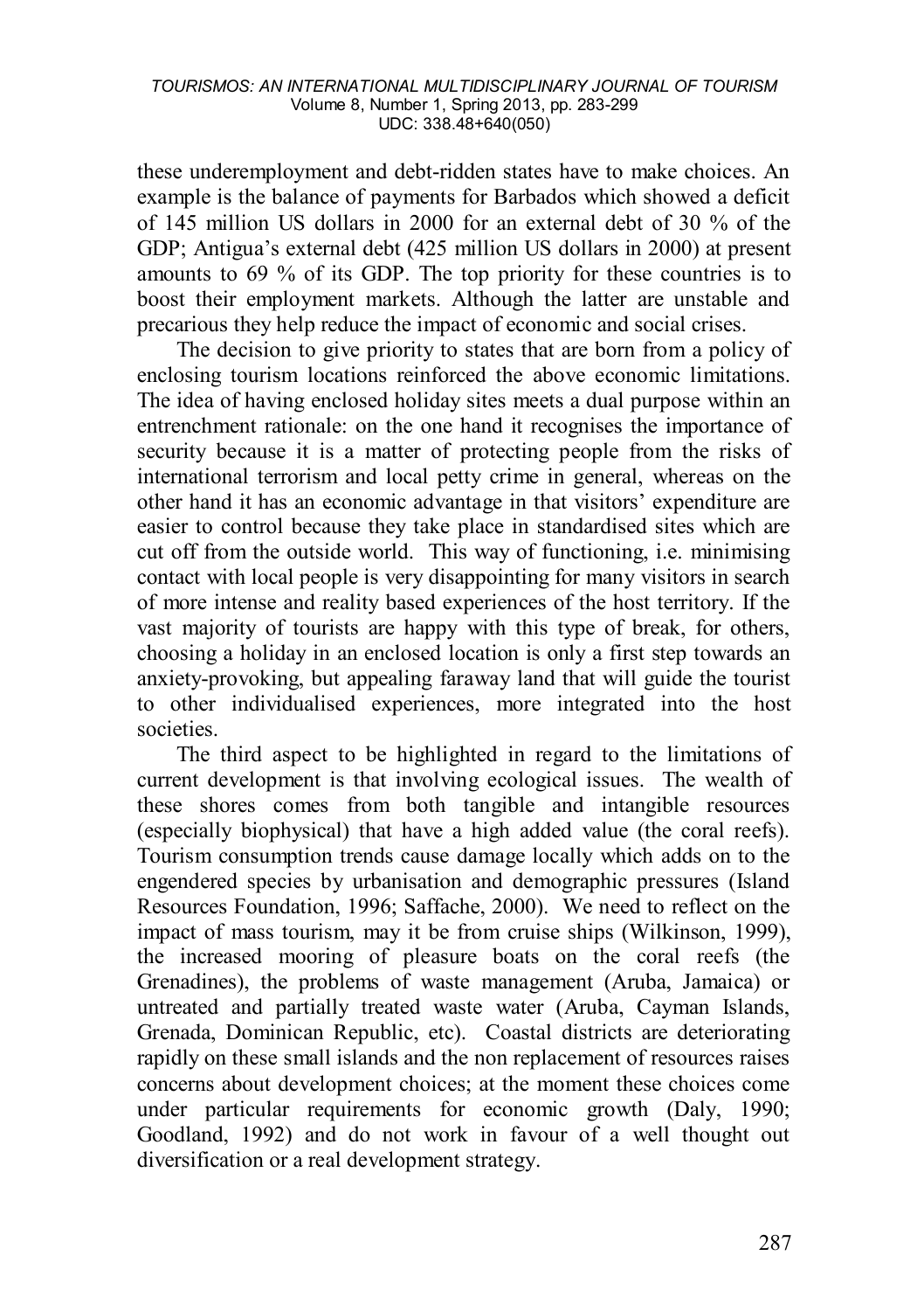these underemployment and debt-ridden states have to make choices. An example is the balance of payments for Barbados which showed a deficit of 145 million US dollars in 2000 for an external debt of 30 % of the GDP; Antigua's external debt (425 million US dollars in 2000) at present amounts to 69 % of its GDP. The top priority for these countries is to boost their employment markets. Although the latter are unstable and precarious they help reduce the impact of economic and social crises.

The decision to give priority to states that are born from a policy of enclosing tourism locations reinforced the above economic limitations. The idea of having enclosed holiday sites meets a dual purpose within an entrenchment rationale: on the one hand it recognises the importance of security because it is a matter of protecting people from the risks of international terrorism and local petty crime in general, whereas on the other hand it has an economic advantage in that visitors' expenditure are easier to control because they take place in standardised sites which are cut off from the outside world. This way of functioning, i.e. minimising contact with local people is very disappointing for many visitors in search of more intense and reality based experiences of the host territory. If the vast majority of tourists are happy with this type of break, for others, choosing a holiday in an enclosed location is only a first step towards an anxiety-provoking, but appealing faraway land that will guide the tourist to other individualised experiences, more integrated into the host societies.

The third aspect to be highlighted in regard to the limitations of current development is that involving ecological issues. The wealth of these shores comes from both tangible and intangible resources (especially biophysical) that have a high added value (the coral reefs). Tourism consumption trends cause damage locally which adds on to the engendered species by urbanisation and demographic pressures (Island Resources Foundation, 1996; Saffache, 2000). We need to reflect on the impact of mass tourism, may it be from cruise ships (Wilkinson, 1999), the increased mooring of pleasure boats on the coral reefs (the Grenadines), the problems of waste management (Aruba, Jamaica) or untreated and partially treated waste water (Aruba, Cayman Islands, Grenada, Dominican Republic, etc). Coastal districts are deteriorating rapidly on these small islands and the non replacement of resources raises concerns about development choices; at the moment these choices come under particular requirements for economic growth (Daly, 1990; Goodland, 1992) and do not work in favour of a well thought out diversification or a real development strategy.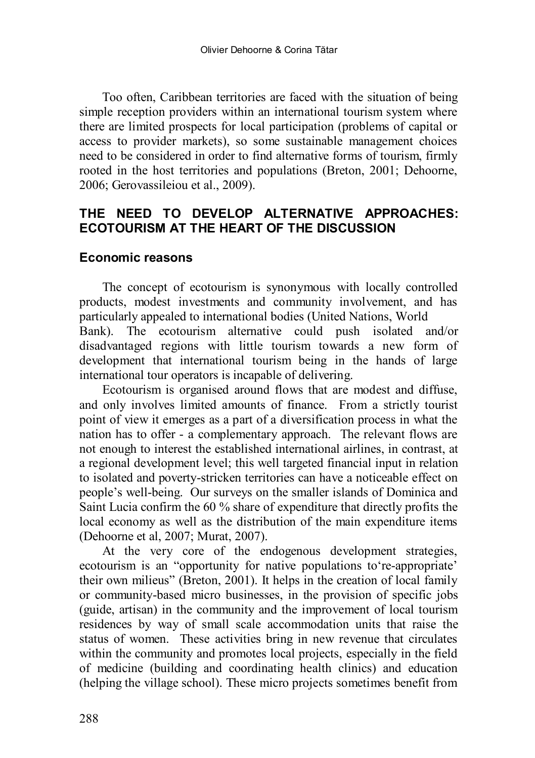Too often, Caribbean territories are faced with the situation of being simple reception providers within an international tourism system where there are limited prospects for local participation (problems of capital or access to provider markets), so some sustainable management choices need to be considered in order to find alternative forms of tourism, firmly rooted in the host territories and populations (Breton, 2001; Dehoorne, 2006; Gerovassileiou et al., 2009).

## THE NEED TO DEVELOP ALTERNATIVE APPROACHES: ECOTOURISM AT THE HEART OF THE DISCUSSION

### Economic reasons

The concept of ecotourism is synonymous with locally controlled products, modest investments and community involvement, and has particularly appealed to international bodies (United Nations, World Bank). The ecotourism alternative could push isolated and/or disadvantaged regions with little tourism towards a new form of development that international tourism being in the hands of large international tour operators is incapable of delivering.

Ecotourism is organised around flows that are modest and diffuse, and only involves limited amounts of finance. From a strictly tourist point of view it emerges as a part of a diversification process in what the nation has to offer - a complementary approach. The relevant flows are not enough to interest the established international airlines, in contrast, at a regional development level; this well targeted financial input in relation to isolated and poverty-stricken territories can have a noticeable effect on people's well-being. Our surveys on the smaller islands of Dominica and Saint Lucia confirm the 60 % share of expenditure that directly profits the local economy as well as the distribution of the main expenditure items (Dehoorne et al, 2007; Murat, 2007).

At the very core of the endogenous development strategies, ecotourism is an "opportunity for native populations to're-appropriate' their own milieus" (Breton, 2001). It helps in the creation of local family or community-based micro businesses, in the provision of specific jobs (guide, artisan) in the community and the improvement of local tourism residences by way of small scale accommodation units that raise the status of women. These activities bring in new revenue that circulates within the community and promotes local projects, especially in the field of medicine (building and coordinating health clinics) and education (helping the village school). These micro projects sometimes benefit from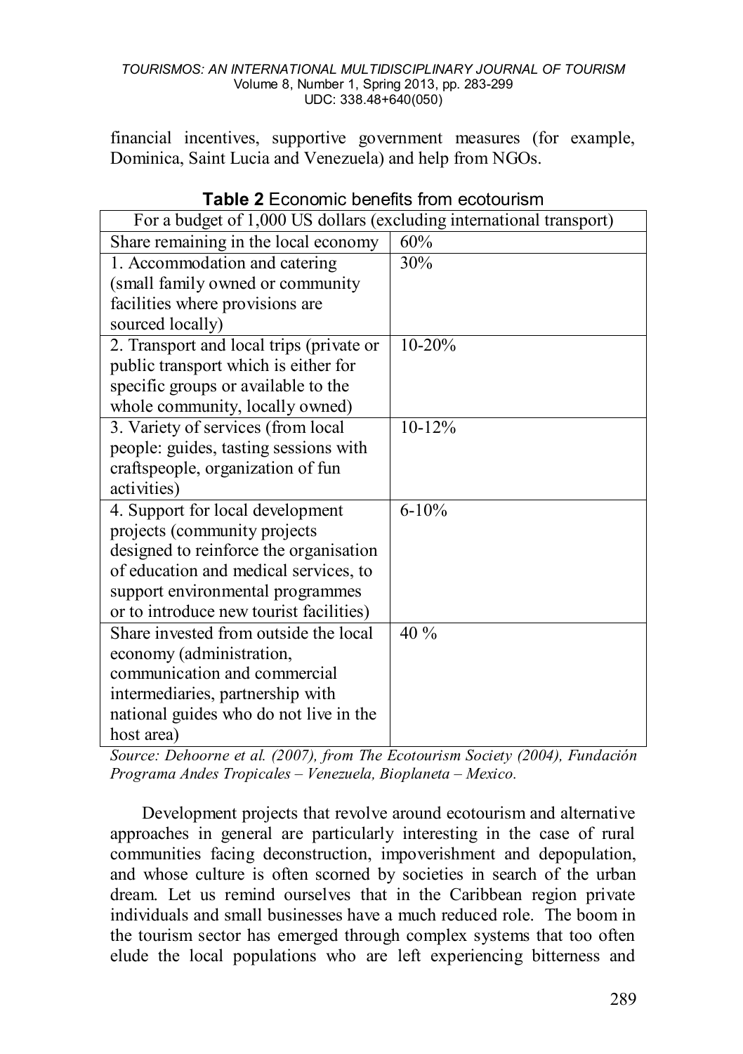financial incentives, supportive government measures (for example, Dominica, Saint Lucia and Venezuela) and help from NGOs.

**Table 2** Economic benefits from ecotourism

| For a budget of 1,000 US dollars (excluding international transport) | |
|---|---|
| Share remaining in the local economy | 60% |
| 1. Accommodation and catering (small family owned or community facilities where provisions are sourced locally) | 30% |
| 2. Transport and local trips (private or public transport which is either for specific groups or available to the whole community, locally owned) | 10-20% |
| 3. Variety of services (from local people: guides, tasting sessions with craftspeople, organization of fun activities) | 10-12% |
| 4. Support for local development projects (community projects designed to reinforce the organisation of education and medical services, to support environmental programmes or to introduce new tourist facilities) | 6-10% |
| Share invested from outside the local economy (administration, communication and commercial intermediaries, partnership with national guides who do not live in the host area) | 40 % |

*Source: Dehoorne et al. (2007), from The Ecotourism Society (2004), Fundación Programa Andes Tropicales – Venezuela, Bioplaneta – Mexico.*

Development projects that revolve around ecotourism and alternative approaches in general are particularly interesting in the case of rural communities facing deconstruction, impoverishment and depopulation, and whose culture is often scorned by societies in search of the urban dream. Let us remind ourselves that in the Caribbean region private individuals and small businesses have a much reduced role. The boom in the tourism sector has emerged through complex systems that too often elude the local populations who are left experiencing bitterness and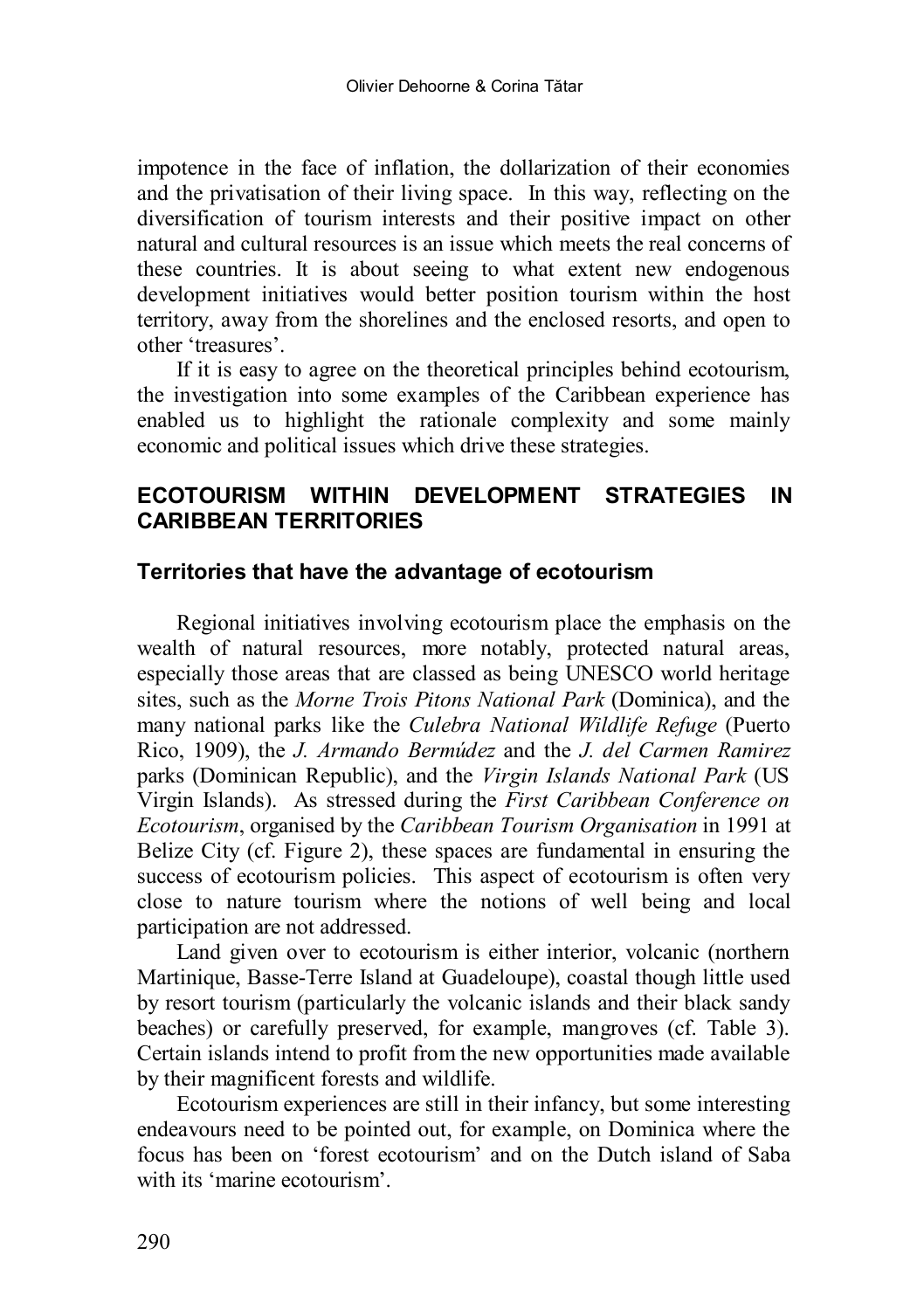impotence in the face of inflation, the dollarization of their economies and the privatisation of their living space. In this way, reflecting on the diversification of tourism interests and their positive impact on other natural and cultural resources is an issue which meets the real concerns of these countries. It is about seeing to what extent new endogenous development initiatives would better position tourism within the host territory, away from the shorelines and the enclosed resorts, and open to other 'treasures'.

If it is easy to agree on the theoretical principles behind ecotourism, the investigation into some examples of the Caribbean experience has enabled us to highlight the rationale complexity and some mainly economic and political issues which drive these strategies.

## ECOTOURISM WITHIN DEVELOPMENT STRATEGIES IN CARIBBEAN TERRITORIES

### Territories that have the advantage of ecotourism

Regional initiatives involving ecotourism place the emphasis on the wealth of natural resources, more notably, protected natural areas, especially those areas that are classed as being UNESCO world heritage sites, such as the *Morne Trois Pitons National Park* (Dominica), and the many national parks like the *Culebra National Wildlife Refuge* (Puerto Rico, 1909), the *J. Armando Bermúdez* and the *J. del Carmen Ramirez* parks (Dominican Republic), and the *Virgin Islands National Park* (US Virgin Islands). As stressed during the *First Caribbean Conference on Ecotourism*, organised by the *Caribbean Tourism Organisation* in 1991 at Belize City (cf. Figure 2), these spaces are fundamental in ensuring the success of ecotourism policies. This aspect of ecotourism is often very close to nature tourism where the notions of well being and local participation are not addressed.

Land given over to ecotourism is either interior, volcanic (northern Martinique, Basse-Terre Island at Guadeloupe), coastal though little used by resort tourism (particularly the volcanic islands and their black sandy beaches) or carefully preserved, for example, mangroves (cf. Table 3). Certain islands intend to profit from the new opportunities made available by their magnificent forests and wildlife.

Ecotourism experiences are still in their infancy, but some interesting endeavours need to be pointed out, for example, on Dominica where the focus has been on 'forest ecotourism' and on the Dutch island of Saba with its 'marine ecotourism'.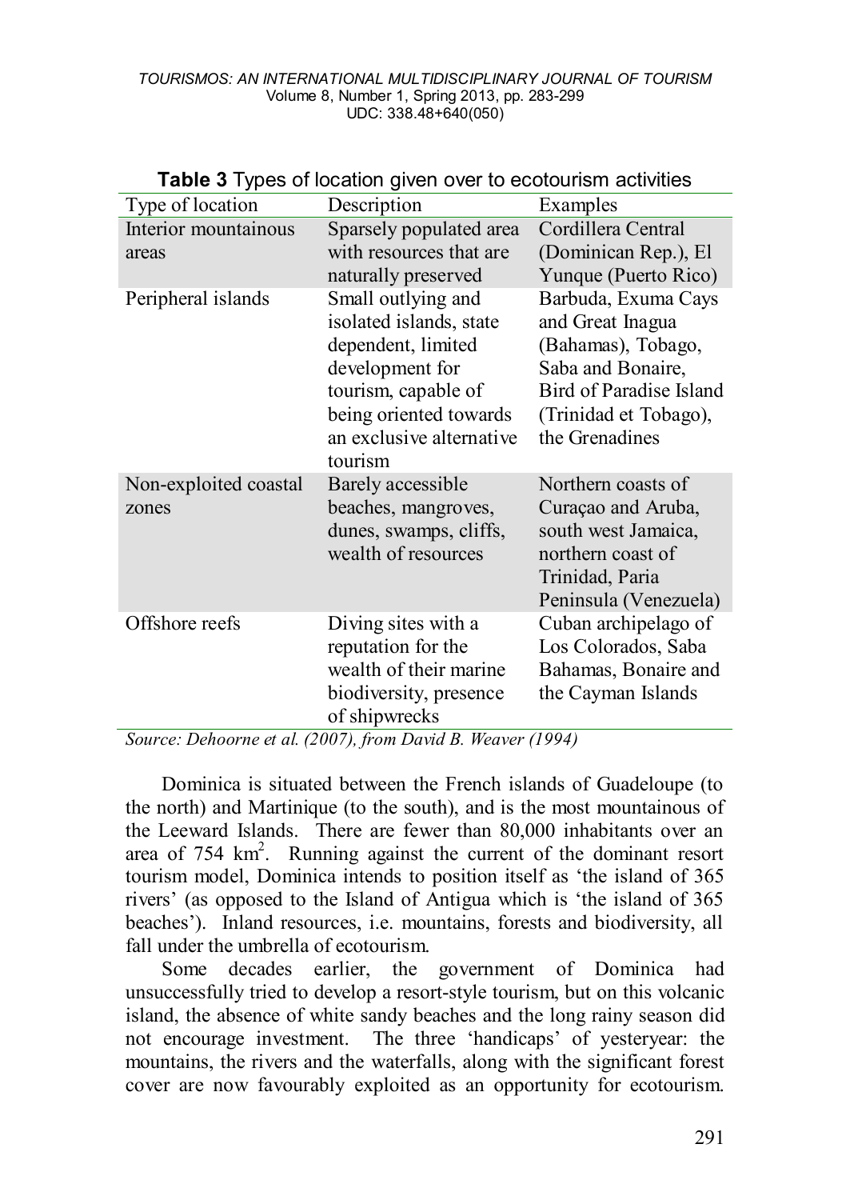**Table 3** Types of location given over to ecotourism activities

| Type of location | Description | Examples |
|---|---|---|
| Interior mountainous areas | Sparsely populated area with resources that are naturally preserved | Cordillera Central (Dominican Rep.), El Yunque (Puerto Rico) |
| Peripheral islands | Small outlying and isolated islands, state dependent, limited development for tourism, capable of being oriented towards an exclusive alternative tourism | Barbuda, Exuma Cays and Great Inagua (Bahamas), Tobago, Saba and Bonaire, Bird of Paradise Island (Trinidad et Tobago), the Grenadines |
| Non-exploited coastal zones | Barely accessible beaches, mangroves, dunes, swamps, cliffs, wealth of resources | Northern coasts of Curaçao and Aruba, south west Jamaica, northern coast of Trinidad, Paria Peninsula (Venezuela) |
| Offshore reefs | Diving sites with a reputation for the wealth of their marine biodiversity, presence of shipwrecks | Cuban archipelago of Los Colorados, Saba Bahamas, Bonaire and the Cayman Islands |

*Source: Dehoorne et al. (2007), from David B. Weaver (1994)*

Dominica is situated between the French islands of Guadeloupe (to the north) and Martinique (to the south), and is the most mountainous of the Leeward Islands. There are fewer than 80,000 inhabitants over an area of 754 km$^2$. Running against the current of the dominant resort tourism model, Dominica intends to position itself as 'the island of 365 rivers' (as opposed to the Island of Antigua which is 'the island of 365 beaches'). Inland resources, i.e. mountains, forests and biodiversity, all fall under the umbrella of ecotourism.

Some decades earlier, the government of Dominica had unsuccessfully tried to develop a resort-style tourism, but on this volcanic island, the absence of white sandy beaches and the long rainy season did not encourage investment. The three 'handicaps' of yesteryear: the mountains, the rivers and the waterfalls, along with the significant forest cover are now favourably exploited as an opportunity for ecotourism.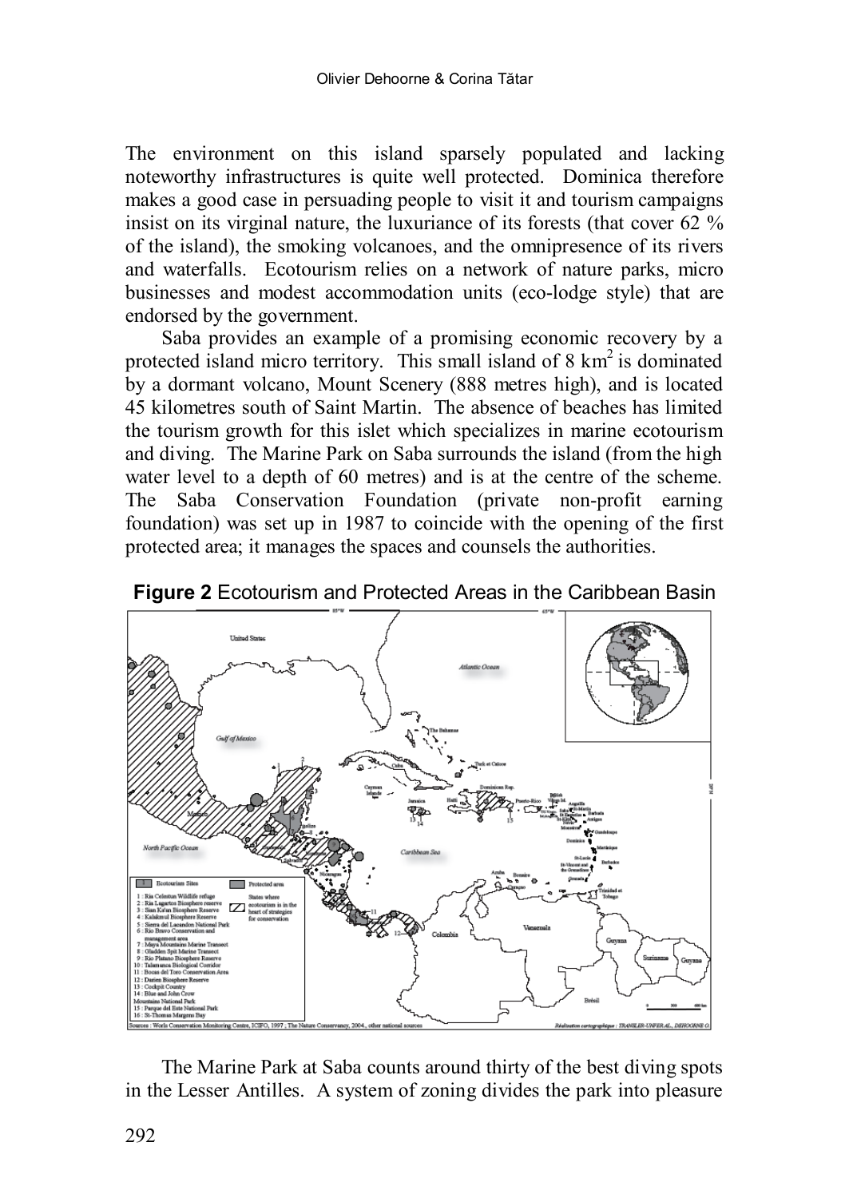The environment on this island sparsely populated and lacking noteworthy infrastructures is quite well protected. Dominica therefore makes a good case in persuading people to visit it and tourism campaigns insist on its virginal nature, the luxuriance of its forests (that cover 62 % of the island), the smoking volcanoes, and the omnipresence of its rivers and waterfalls. Ecotourism relies on a network of nature parks, micro businesses and modest accommodation units (eco-lodge style) that are endorsed by the government.

Saba provides an example of a promising economic recovery by a protected island micro territory. This small island of 8 km$^2$ is dominated by a dormant volcano, Mount Scenery (888 metres high), and is located 45 kilometres south of Saint Martin. The absence of beaches has limited the tourism growth for this islet which specializes in marine ecotourism and diving. The Marine Park on Saba surrounds the island (from the high water level to a depth of 60 metres) and is at the centre of the scheme. The Saba Conservation Foundation (private non-profit earning foundation) was set up in 1987 to coincide with the opening of the first protected area; it manages the spaces and counsels the authorities.

**Figure 2** Ecotourism and Protected Areas in the Caribbean Basin

The Marine Park at Saba counts around thirty of the best diving spots in the Lesser Antilles. A system of zoning divides the park into pleasure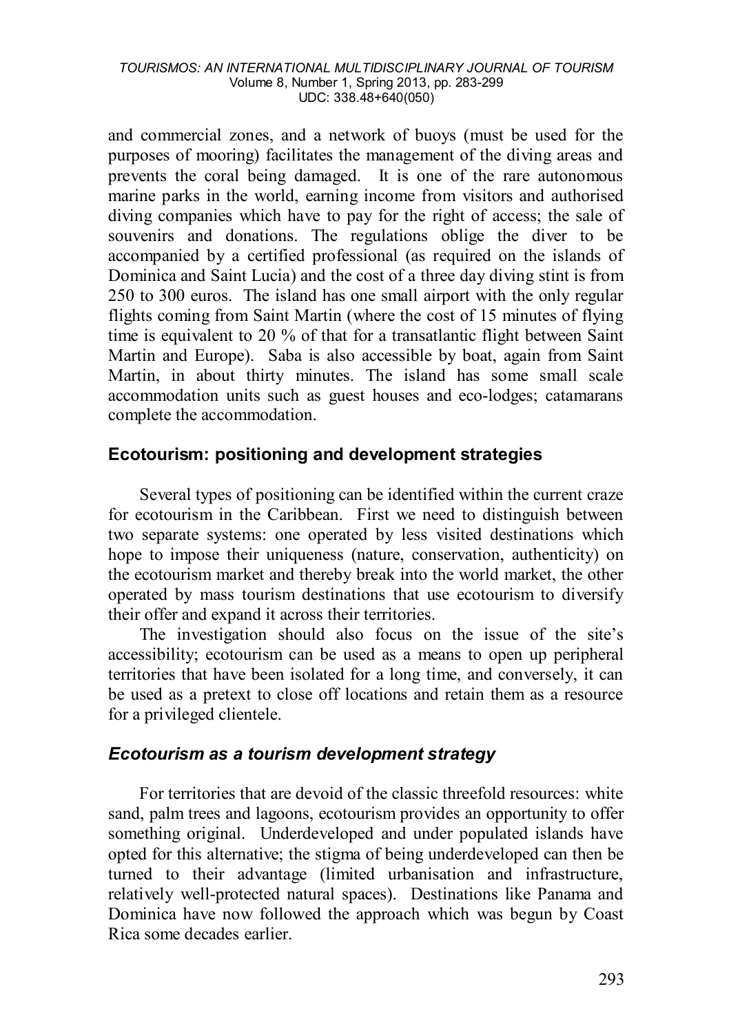and commercial zones, and a network of buoys (must be used for the purposes of mooring) facilitates the management of the diving areas and prevents the coral being damaged. It is one of the rare autonomous marine parks in the world, earning income from visitors and authorised diving companies which have to pay for the right of access; the sale of souvenirs and donations. The regulations oblige the diver to be accompanied by a certified professional (as required on the islands of Dominica and Saint Lucia) and the cost of a three day diving stint is from 250 to 300 euros. The island has one small airport with the only regular flights coming from Saint Martin (where the cost of 15 minutes of flying time is equivalent to 20 % of that for a transatlantic flight between Saint Martin and Europe). Saba is also accessible by boat, again from Saint Martin, in about thirty minutes. The island has some small scale accommodation units such as guest houses and eco-lodges; catamarans complete the accommodation.

## Ecotourism: positioning and development strategies

Several types of positioning can be identified within the current craze for ecotourism in the Caribbean. First we need to distinguish between two separate systems: one operated by less visited destinations which hope to impose their uniqueness (nature, conservation, authenticity) on the ecotourism market and thereby break into the world market, the other operated by mass tourism destinations that use ecotourism to diversify their offer and expand it across their territories.

The investigation should also focus on the issue of the site's accessibility; ecotourism can be used as a means to open up peripheral territories that have been isolated for a long time, and conversely, it can be used as a pretext to close off locations and retain them as a resource for a privileged clientele.

### *Ecotourism as a tourism development strategy*

For territories that are devoid of the classic threefold resources: white sand, palm trees and lagoons, ecotourism provides an opportunity to offer something original. Underdeveloped and under populated islands have opted for this alternative; the stigma of being underdeveloped can then be turned to their advantage (limited urbanisation and infrastructure, relatively well-protected natural spaces). Destinations like Panama and Dominica have now followed the approach which was begun by Coast Rica some decades earlier.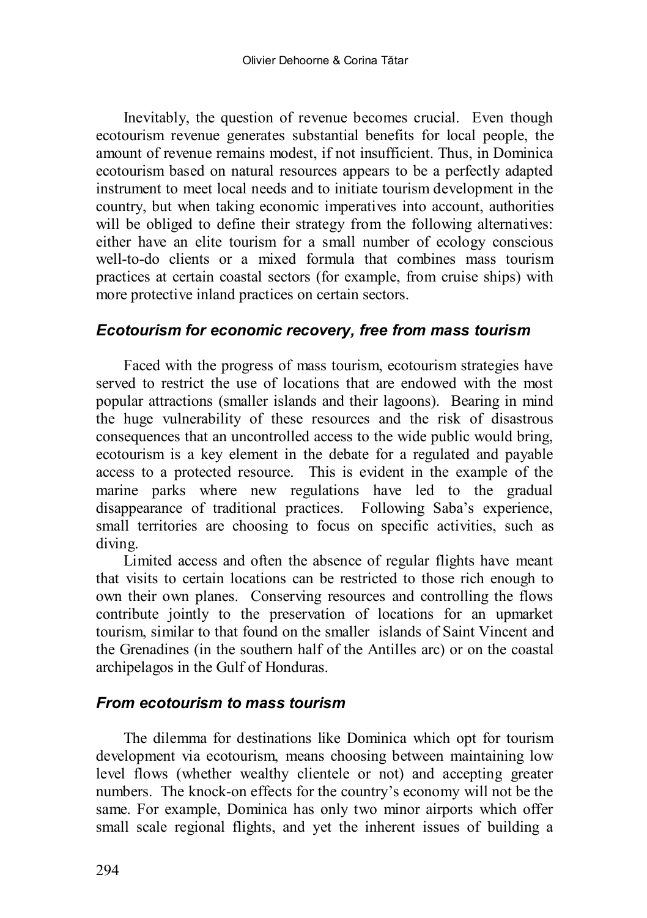Inevitably, the question of revenue becomes crucial. Even though ecotourism revenue generates substantial benefits for local people, the amount of revenue remains modest, if not insufficient. Thus, in Dominica ecotourism based on natural resources appears to be a perfectly adapted instrument to meet local needs and to initiate tourism development in the country, but when taking economic imperatives into account, authorities will be obliged to define their strategy from the following alternatives: either have an elite tourism for a small number of ecology conscious well-to-do clients or a mixed formula that combines mass tourism practices at certain coastal sectors (for example, from cruise ships) with more protective inland practices on certain sectors.

### *Ecotourism for economic recovery, free from mass tourism*

Faced with the progress of mass tourism, ecotourism strategies have served to restrict the use of locations that are endowed with the most popular attractions (smaller islands and their lagoons). Bearing in mind the huge vulnerability of these resources and the risk of disastrous consequences that an uncontrolled access to the wide public would bring, ecotourism is a key element in the debate for a regulated and payable access to a protected resource. This is evident in the example of the marine parks where new regulations have led to the gradual disappearance of traditional practices. Following Saba's experience, small territories are choosing to focus on specific activities, such as diving.

Limited access and often the absence of regular flights have meant that visits to certain locations can be restricted to those rich enough to own their own planes. Conserving resources and controlling the flows contribute jointly to the preservation of locations for an upmarket tourism, similar to that found on the smaller islands of Saint Vincent and the Grenadines (in the southern half of the Antilles arc) or on the coastal archipelagos in the Gulf of Honduras.

### *From ecotourism to mass tourism*

The dilemma for destinations like Dominica which opt for tourism development via ecotourism, means choosing between maintaining low level flows (whether wealthy clientele or not) and accepting greater numbers. The knock-on effects for the country's economy will not be the same. For example, Dominica has only two minor airports which offer small scale regional flights, and yet the inherent issues of building a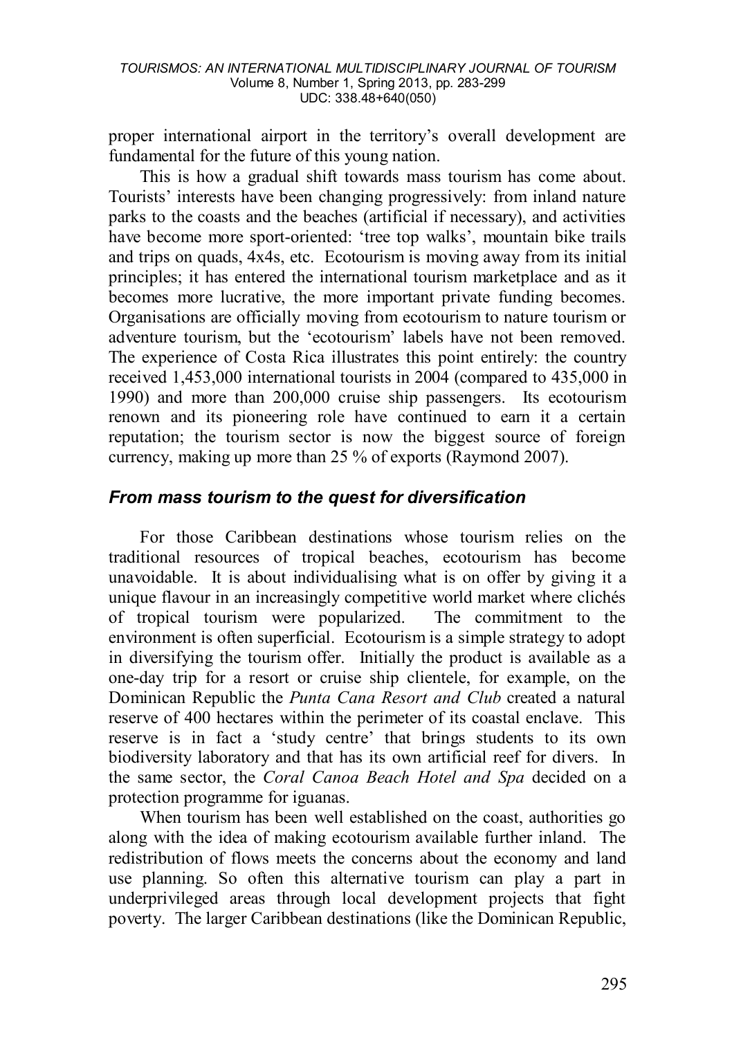proper international airport in the territory's overall development are fundamental for the future of this young nation.

This is how a gradual shift towards mass tourism has come about. Tourists' interests have been changing progressively: from inland nature parks to the coasts and the beaches (artificial if necessary), and activities have become more sport-oriented: 'tree top walks', mountain bike trails and trips on quads, 4x4s, etc. Ecotourism is moving away from its initial principles; it has entered the international tourism marketplace and as it becomes more lucrative, the more important private funding becomes. Organisations are officially moving from ecotourism to nature tourism or adventure tourism, but the 'ecotourism' labels have not been removed. The experience of Costa Rica illustrates this point entirely: the country received 1,453,000 international tourists in 2004 (compared to 435,000 in 1990) and more than 200,000 cruise ship passengers. Its ecotourism renown and its pioneering role have continued to earn it a certain reputation; the tourism sector is now the biggest source of foreign currency, making up more than 25 % of exports (Raymond 2007).

### *From mass tourism to the quest for diversification*

For those Caribbean destinations whose tourism relies on the traditional resources of tropical beaches, ecotourism has become unavoidable. It is about individualising what is on offer by giving it a unique flavour in an increasingly competitive world market where clichés of tropical tourism were popularized. The commitment to the environment is often superficial. Ecotourism is a simple strategy to adopt in diversifying the tourism offer. Initially the product is available as a one-day trip for a resort or cruise ship clientele, for example, on the Dominican Republic the *Punta Cana Resort and Club* created a natural reserve of 400 hectares within the perimeter of its coastal enclave. This reserve is in fact a 'study centre' that brings students to its own biodiversity laboratory and that has its own artificial reef for divers. In the same sector, the *Coral Canoa Beach Hotel and Spa* decided on a protection programme for iguanas.

When tourism has been well established on the coast, authorities go along with the idea of making ecotourism available further inland. The redistribution of flows meets the concerns about the economy and land use planning. So often this alternative tourism can play a part in underprivileged areas through local development projects that fight poverty. The larger Caribbean destinations (like the Dominican Republic,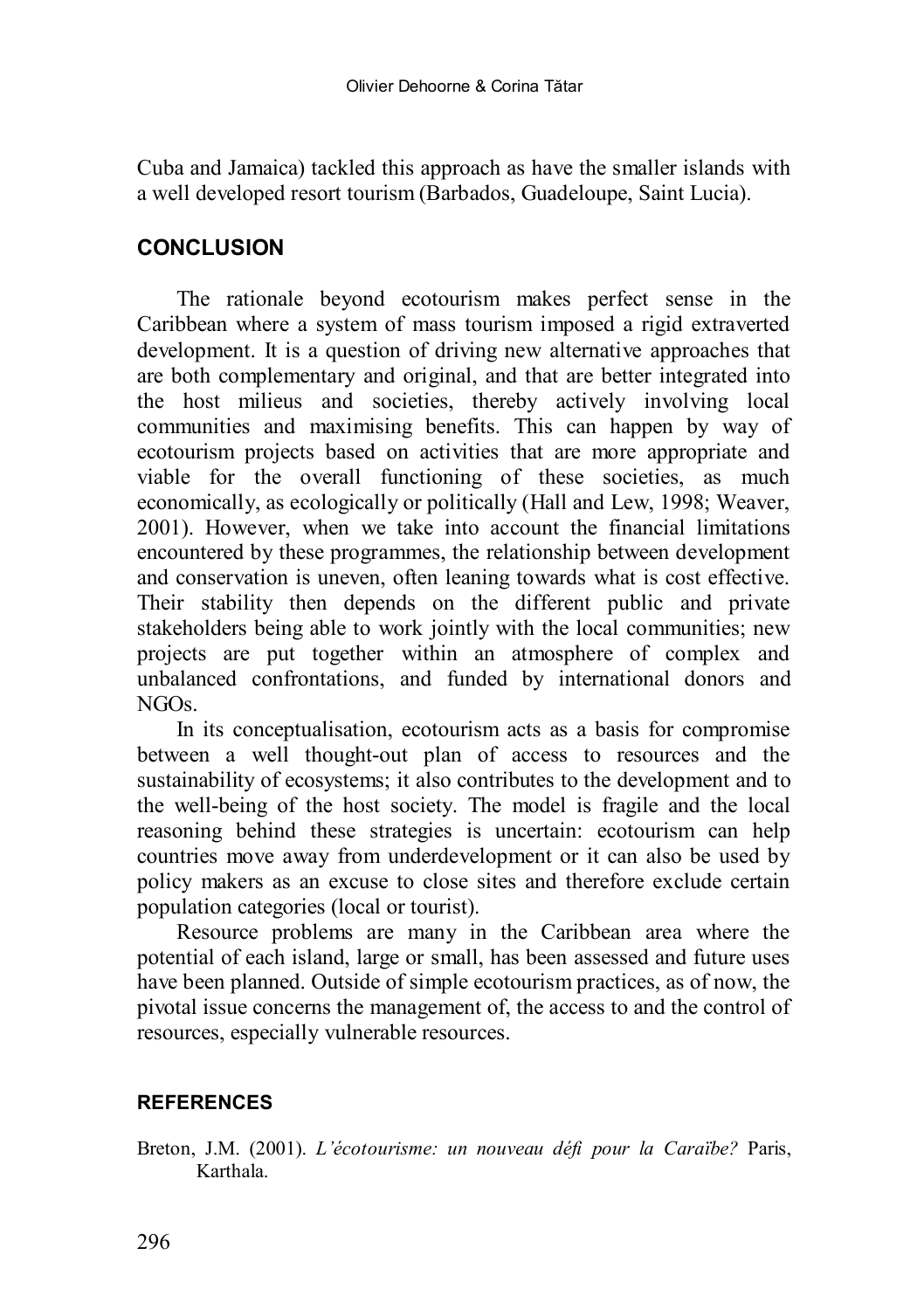Cuba and Jamaica) tackled this approach as have the smaller islands with a well developed resort tourism (Barbados, Guadeloupe, Saint Lucia).

## CONCLUSION

The rationale beyond ecotourism makes perfect sense in the Caribbean where a system of mass tourism imposed a rigid extraverted development. It is a question of driving new alternative approaches that are both complementary and original, and that are better integrated into the host milieus and societies, thereby actively involving local communities and maximising benefits. This can happen by way of ecotourism projects based on activities that are more appropriate and viable for the overall functioning of these societies, as much economically, as ecologically or politically (Hall and Lew, 1998; Weaver, 2001). However, when we take into account the financial limitations encountered by these programmes, the relationship between development and conservation is uneven, often leaning towards what is cost effective. Their stability then depends on the different public and private stakeholders being able to work jointly with the local communities; new projects are put together within an atmosphere of complex and unbalanced confrontations, and funded by international donors and NGOs.

In its conceptualisation, ecotourism acts as a basis for compromise between a well thought-out plan of access to resources and the sustainability of ecosystems; it also contributes to the development and to the well-being of the host society. The model is fragile and the local reasoning behind these strategies is uncertain: ecotourism can help countries move away from underdevelopment or it can also be used by policy makers as an excuse to close sites and therefore exclude certain population categories (local or tourist).

Resource problems are many in the Caribbean area where the potential of each island, large or small, has been assessed and future uses have been planned. Outside of simple ecotourism practices, as of now, the pivotal issue concerns the management of, the access to and the control of resources, especially vulnerable resources.

### REFERENCES

Breton, J.M. (2001). *L'écotourisme: un nouveau défi pour la Caraïbe?* Paris, Karthala.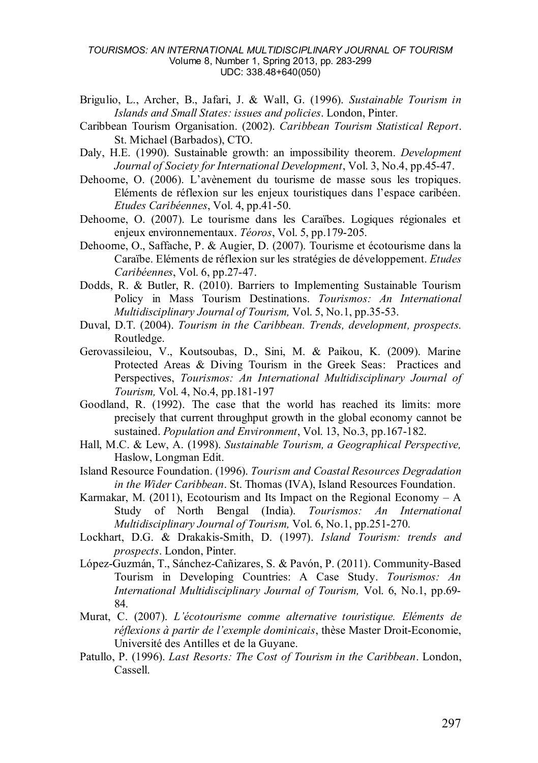Brigulio, L., Archer, B., Jafari, J. & Wall, G. (1996). *Sustainable Tourism in Islands and Small States: issues and policies*. London, Pinter.

Caribbean Tourism Organisation. (2002). *Caribbean Tourism Statistical Report*. St. Michael (Barbados), CTO.

Daly, H.E. (1990). Sustainable growth: an impossibility theorem. *Development Journal of Society for International Development*, Vol. 3, No.4, pp.45-47.

Dehoorne, O. (2006). L'avènement du tourisme de masse sous les tropiques. Eléments de réflexion sur les enjeux touristiques dans l'espace caribéen. *Etudes Caribéennes*, Vol. 4, pp.41-50.

Dehoorne, O. (2007). Le tourisme dans les Caraïbes. Logiques régionales et enjeux environnementaux. *Téoros*, Vol. 5, pp.179-205.

Dehoorne, O., Saffache, P. & Augier, D. (2007). Tourisme et écotourisme dans la Caraïbe. Eléments de réflexion sur les stratégies de développement. *Etudes Caribéennes*, Vol. 6, pp.27-47.

Dodds, R. & Butler, R. (2010). Barriers to Implementing Sustainable Tourism Policy in Mass Tourism Destinations. *Tourismos: An International Multidisciplinary Journal of Tourism,* Vol. 5, No.1, pp.35-53.

Duval, D.T. (2004). *Tourism in the Caribbean. Trends, development, prospects.* Routledge.

Gerovassileiou, V., Koutsoubas, D., Sini, M. & Paikou, K. (2009). Marine Protected Areas & Diving Tourism in the Greek Seas: Practices and Perspectives, *Tourismos: An International Multidisciplinary Journal of Tourism,* Vol. 4, No.4, pp.181-197

Goodland, R. (1992). The case that the world has reached its limits: more precisely that current throughput growth in the global economy cannot be sustained. *Population and Environment*, Vol. 13, No.3, pp.167-182.

Hall, M.C. & Lew, A. (1998). *Sustainable Tourism, a Geographical Perspective,* Haslow, Longman Edit.

Island Resource Foundation. (1996). *Tourism and Coastal Resources Degradation in the Wider Caribbean*. St. Thomas (IVA), Island Resources Foundation.

Karmakar, M. (2011), Ecotourism and Its Impact on the Regional Economy – A Study of North Bengal (India). *Tourismos: An International Multidisciplinary Journal of Tourism,* Vol. 6, No.1, pp.251-270.

Lockhart, D.G. & Drakakis-Smith, D. (1997). *Island Tourism: trends and prospects*. London, Pinter.

López-Guzmán, T., Sánchez-Cañizares, S. & Pavón, P. (2011). Community-Based Tourism in Developing Countries: A Case Study. *Tourismos: An International Multidisciplinary Journal of Tourism,* Vol. 6, No.1, pp.69-84.

Murat, C. (2007). *L'écotourisme comme alternative touristique. Eléments de réflexions à partir de l'exemple dominicais*, thèse Master Droit-Economie, Université des Antilles et de la Guyane.

Patullo, P. (1996). *Last Resorts: The Cost of Tourism in the Caribbean*. London, Cassell.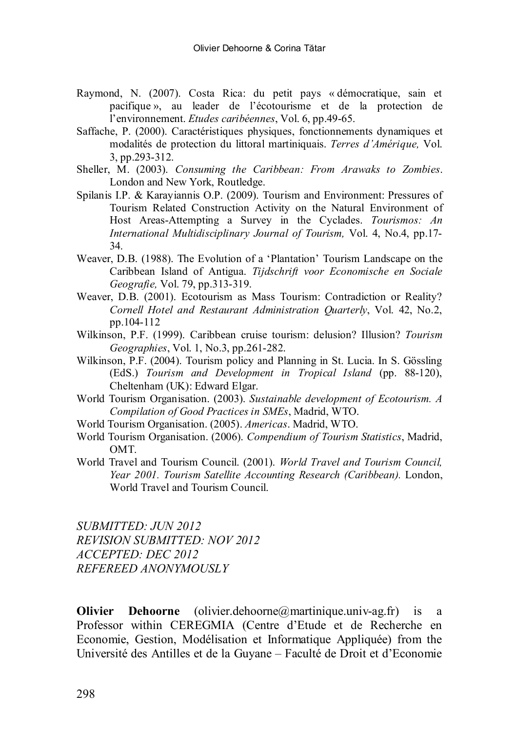Raymond, N. (2007). Costa Rica: du petit pays « démocratique, sain et pacifique », au leader de l'écotourisme et de la protection de l'environnement. *Etudes caribéennes*, Vol. 6, pp.49-65.

Saffache, P. (2000). Caractéristiques physiques, fonctionnements dynamiques et modalités de protection du littoral martiniquais. *Terres d'Amérique,* Vol. 3, pp.293-312.

Sheller, M. (2003). *Consuming the Caribbean: From Arawaks to Zombies*. London and New York, Routledge.

Spilanis I.P. & Karayiannis O.P. (2009). Tourism and Environment: Pressures of Tourism Related Construction Activity on the Natural Environment of Host Areas-Attempting a Survey in the Cyclades. *Tourismos: An International Multidisciplinary Journal of Tourism,* Vol. 4, No.4, pp.17-34.

Weaver, D.B. (1988). The Evolution of a 'Plantation' Tourism Landscape on the Caribbean Island of Antigua. *Tijdschrift voor Economische en Sociale Geografie,* Vol. 79, pp.313-319.

Weaver, D.B. (2001). Ecotourism as Mass Tourism: Contradiction or Reality? *Cornell Hotel and Restaurant Administration Quarterly*, Vol. 42, No.2, pp.104-112

Wilkinson, P.F. (1999). Caribbean cruise tourism: delusion? Illusion? *Tourism Geographies*, Vol. 1, No.3, pp.261-282.

Wilkinson, P.F. (2004). Tourism policy and Planning in St. Lucia. In S. Gössling (EdS.) *Tourism and Development in Tropical Island* (pp. 88-120), Cheltenham (UK): Edward Elgar.

World Tourism Organisation. (2003). *Sustainable development of Ecotourism. A Compilation of Good Practices in SMEs*, Madrid, WTO.

World Tourism Organisation. (2005). *Americas*. Madrid, WTO.

World Tourism Organisation. (2006). *Compendium of Tourism Statistics*, Madrid, OMT.

World Travel and Tourism Council. (2001). *World Travel and Tourism Council, Year 2001. Tourism Satellite Accounting Research (Caribbean).* London, World Travel and Tourism Council.

*SUBMITTED: JUN 2012*
*REVISION SUBMITTED: NOV 2012*
*ACCEPTED: DEC 2012*
*REFEREED ANONYMOUSLY*

**Olivier Dehoorne** (olivier.dehoorne@martinique.univ-ag.fr) is a Professor within CEREGMIA (Centre d'Etude et de Recherche en Economie, Gestion, Modélisation et Informatique Appliquée) from the Université des Antilles et de la Guyane – Faculté de Droit et d'Economie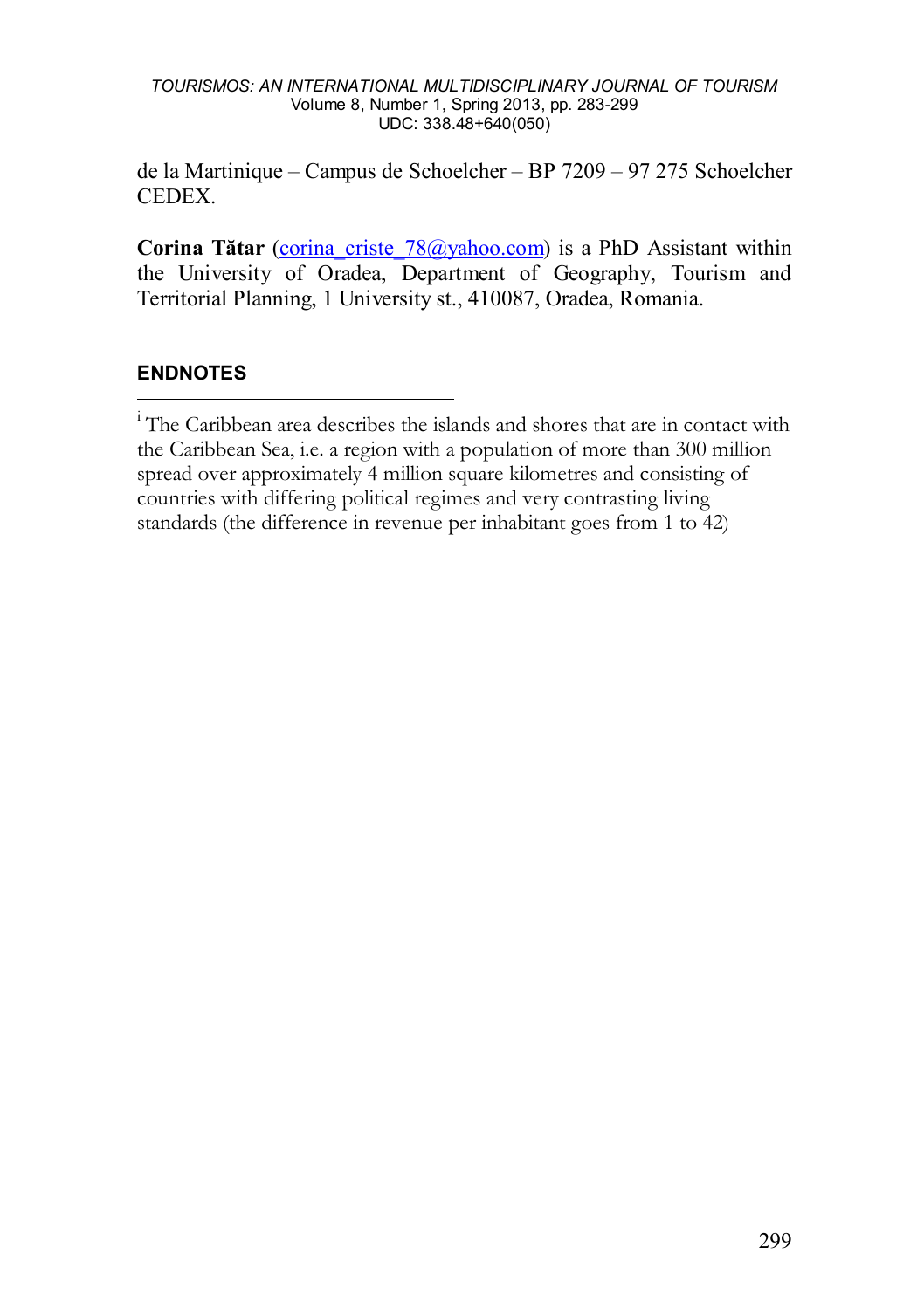de la Martinique – Campus de Schoelcher – BP 7209 – 97 275 Schoelcher CEDEX.

**Corina Tătar** (corina_criste_78@yahoo.com) is a PhD Assistant within the University of Oradea, Department of Geography, Tourism and Territorial Planning, 1 University st., 410087, Oradea, Romania.

## ENDNOTES

[i] The Caribbean area describes the islands and shores that are in contact with the Caribbean Sea, i.e. a region with a population of more than 300 million spread over approximately 4 million square kilometres and consisting of countries with differing political regimes and very contrasting living standards (the difference in revenue per inhabitant goes from 1 to 42)